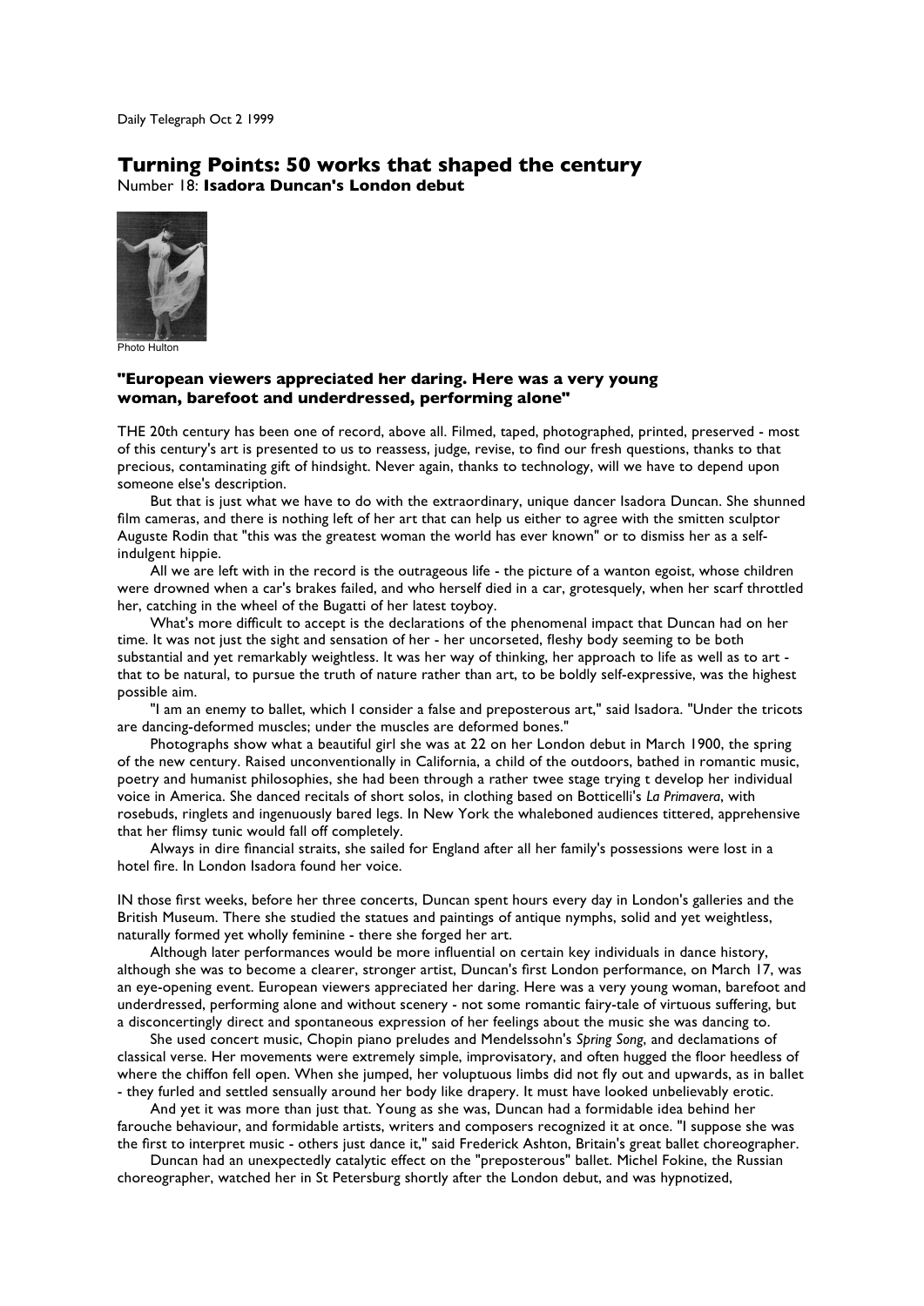Daily Telegraph Oct 2 1999

## Turning Points: 50 works that shaped the century

Number 18: **Isadora Duncan's London debut**

Photo Hulton

### "European viewers appreciated her daring. Here was a very young woman, barefoot and underdressed, performing alone"

THE 20th century has been one of record, above all. Filmed, taped, photographed, printed, preserved - most of this century's art is presented to us to reassess, judge, revise, to find our fresh questions, thanks to that precious, contaminating gift of hindsight. Never again, thanks to technology, will we have to depend upon someone else's description.

But that is just what we have to do with the extraordinary, unique dancer Isadora Duncan. She shunned film cameras, and there is nothing left of her art that can help us either to agree with the smitten sculptor Auguste Rodin that "this was the greatest woman the world has ever known" or to dismiss her as a self-indulgent hippie.

All we are left with in the record is the outrageous life - the picture of a wanton egoist, whose children were drowned when a car's brakes failed, and who herself died in a car, grotesquely, when her scarf throttled her, catching in the wheel of the Bugatti of her latest toyboy.

What's more difficult to accept is the declarations of the phenomenal impact that Duncan had on her time. It was not just the sight and sensation of her - her uncorseted, fleshy body seeming to be both substantial and yet remarkably weightless. It was her way of thinking, her approach to life as well as to art - that to be natural, to pursue the truth of nature rather than art, to be boldly self-expressive, was the highest possible aim.

"I am an enemy to ballet, which I consider a false and preposterous art," said Isadora. "Under the tricots are dancing-deformed muscles; under the muscles are deformed bones."

Photographs show what a beautiful girl she was at 22 on her London debut in March 1900, the spring of the new century. Raised unconventionally in California, a child of the outdoors, bathed in romantic music, poetry and humanist philosophies, she had been through a rather twee stage trying t develop her individual voice in America. She danced recitals of short solos, in clothing based on Botticelli's *La Primavera*, with rosebuds, ringlets and ingenuously bared legs. In New York the whaleboned audiences tittered, apprehensive that her flimsy tunic would fall off completely.

Always in dire financial straits, she sailed for England after all her family's possessions were lost in a hotel fire. In London Isadora found her voice.

IN those first weeks, before her three concerts, Duncan spent hours every day in London's galleries and the British Museum. There she studied the statues and paintings of antique nymphs, solid and yet weightless, naturally formed yet wholly feminine - there she forged her art.

Although later performances would be more influential on certain key individuals in dance history, although she was to become a clearer, stronger artist, Duncan's first London performance, on March 17, was an eye-opening event. European viewers appreciated her daring. Here was a very young woman, barefoot and underdressed, performing alone and without scenery - not some romantic fairy-tale of virtuous suffering, but a disconcertingly direct and spontaneous expression of her feelings about the music she was dancing to.

She used concert music, Chopin piano preludes and Mendelssohn's *Spring Song*, and declamations of classical verse. Her movements were extremely simple, improvisatory, and often hugged the floor heedless of where the chiffon fell open. When she jumped, her voluptuous limbs did not fly out and upwards, as in ballet - they furled and settled sensually around her body like drapery. It must have looked unbelievably erotic.

And yet it was more than just that. Young as she was, Duncan had a formidable idea behind her farouche behaviour, and formidable artists, writers and composers recognized it at once. "I suppose she was the first to interpret music - others just dance it," said Frederick Ashton, Britain's great ballet choreographer.

Duncan had an unexpectedly catalytic effect on the "preposterous" ballet. Michel Fokine, the Russian choreographer, watched her in St Petersburg shortly after the London debut, and was hypnotized,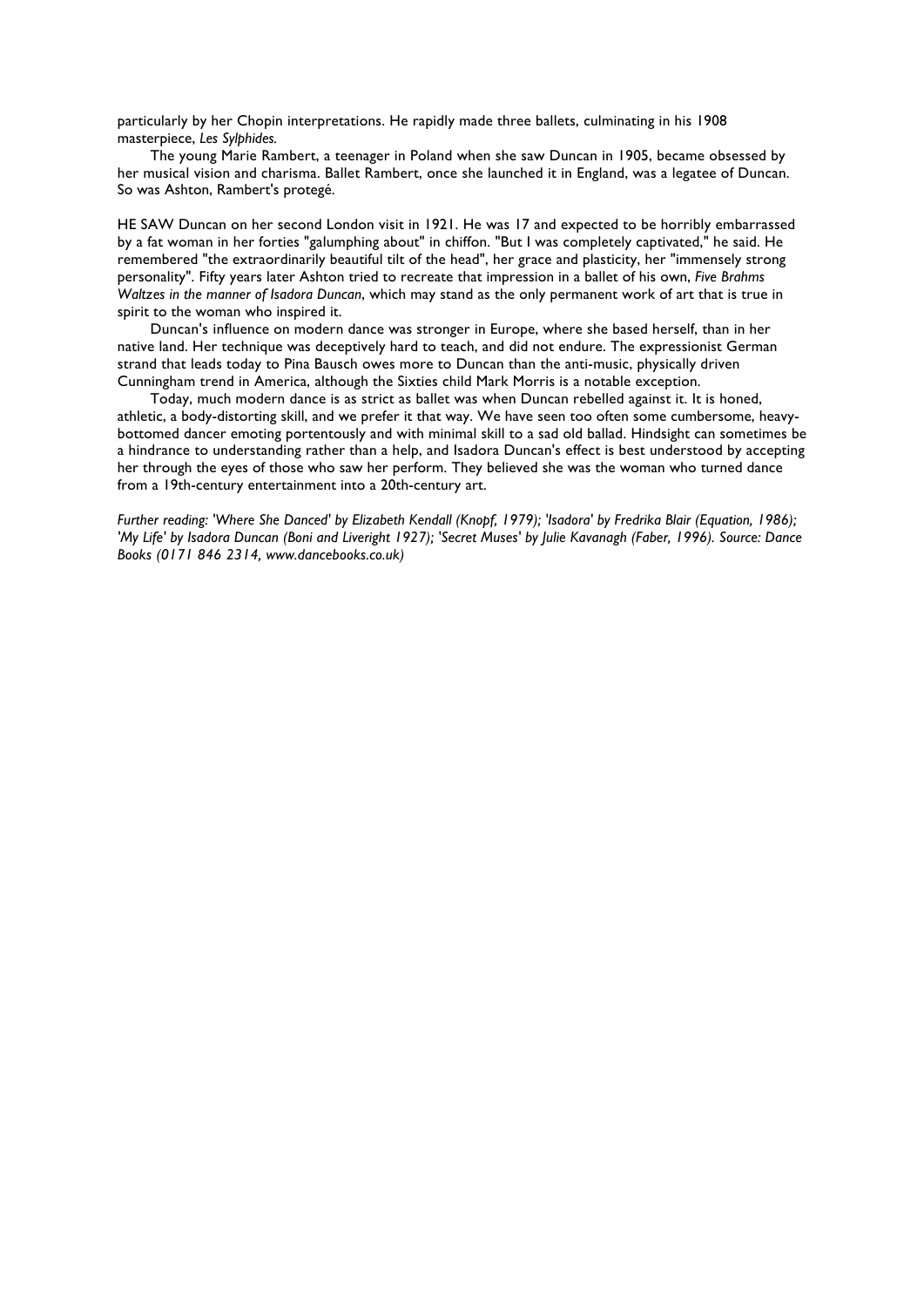particularly by her Chopin interpretations. He rapidly made three ballets, culminating in his 1908 masterpiece, *Les Sylphides.*

The young Marie Rambert, a teenager in Poland when she saw Duncan in 1905, became obsessed by her musical vision and charisma. Ballet Rambert, once she launched it in England, was a legatee of Duncan. So was Ashton, Rambert's protegé.

HE SAW Duncan on her second London visit in 1921. He was 17 and expected to be horribly embarrassed by a fat woman in her forties "galumphing about" in chiffon. "But I was completely captivated," he said. He remembered "the extraordinarily beautiful tilt of the head", her grace and plasticity, her "immensely strong personality". Fifty years later Ashton tried to recreate that impression in a ballet of his own, *Five Brahms Waltzes in the manner of Isadora Duncan*, which may stand as the only permanent work of art that is true in spirit to the woman who inspired it.

Duncan's influence on modern dance was stronger in Europe, where she based herself, than in her native land. Her technique was deceptively hard to teach, and did not endure. The expressionist German strand that leads today to Pina Bausch owes more to Duncan than the anti-music, physically driven Cunningham trend in America, although the Sixties child Mark Morris is a notable exception.

Today, much modern dance is as strict as ballet was when Duncan rebelled against it. It is honed, athletic, a body-distorting skill, and we prefer it that way. We have seen too often some cumbersome, heavy-bottomed dancer emoting portentously and with minimal skill to a sad old ballad. Hindsight can sometimes be a hindrance to understanding rather than a help, and Isadora Duncan's effect is best understood by accepting her through the eyes of those who saw her perform. They believed she was the woman who turned dance from a 19th-century entertainment into a 20th-century art.

*Further reading: 'Where She Danced' by Elizabeth Kendall (Knopf, 1979); 'Isadora' by Fredrika Blair (Equation, 1986); 'My Life' by Isadora Duncan (Boni and Liveright 1927); 'Secret Muses' by Julie Kavanagh (Faber, 1996). Source: Dance Books (0171 846 2314, www.dancebooks.co.uk)*